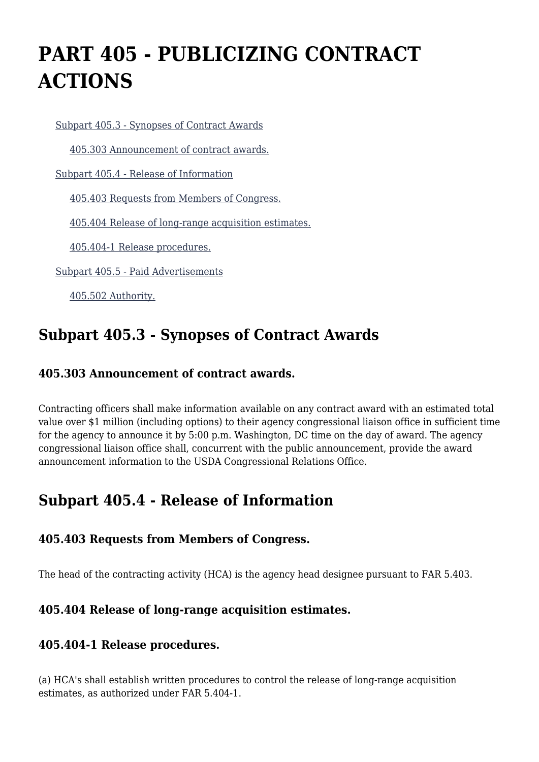# PART 405 - PUBLICIZING CONTRACT ACTIONS

- Subpart 405.3 - Synopses of Contract Awards
  - 405.303 Announcement of contract awards.
- Subpart 405.4 - Release of Information
  - 405.403 Requests from Members of Congress.
  - 405.404 Release of long-range acquisition estimates.
  - 405.404-1 Release procedures.
- Subpart 405.5 - Paid Advertisements
  - 405.502 Authority.

## Subpart 405.3 - Synopses of Contract Awards

### 405.303 Announcement of contract awards.

Contracting officers shall make information available on any contract award with an estimated total value over $1 million (including options) to their agency congressional liaison office in sufficient time for the agency to announce it by 5:00 p.m. Washington, DC time on the day of award. The agency congressional liaison office shall, concurrent with the public announcement, provide the award announcement information to the USDA Congressional Relations Office.

## Subpart 405.4 - Release of Information

### 405.403 Requests from Members of Congress.

The head of the contracting activity (HCA) is the agency head designee pursuant to FAR 5.403.

### 405.404 Release of long-range acquisition estimates.

### 405.404-1 Release procedures.

(a) HCA's shall establish written procedures to control the release of long-range acquisition estimates, as authorized under FAR 5.404-1.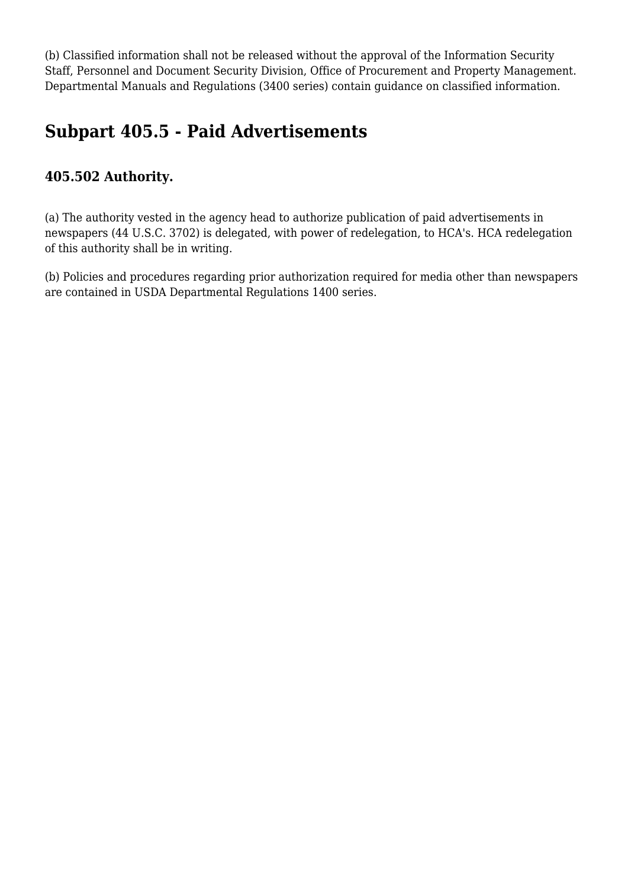(b) Classified information shall not be released without the approval of the Information Security Staff, Personnel and Document Security Division, Office of Procurement and Property Management. Departmental Manuals and Regulations (3400 series) contain guidance on classified information.

## Subpart 405.5 - Paid Advertisements

### 405.502 Authority.

(a) The authority vested in the agency head to authorize publication of paid advertisements in newspapers (44 U.S.C. 3702) is delegated, with power of redelegation, to HCA's. HCA redelegation of this authority shall be in writing.

(b) Policies and procedures regarding prior authorization required for media other than newspapers are contained in USDA Departmental Regulations 1400 series.